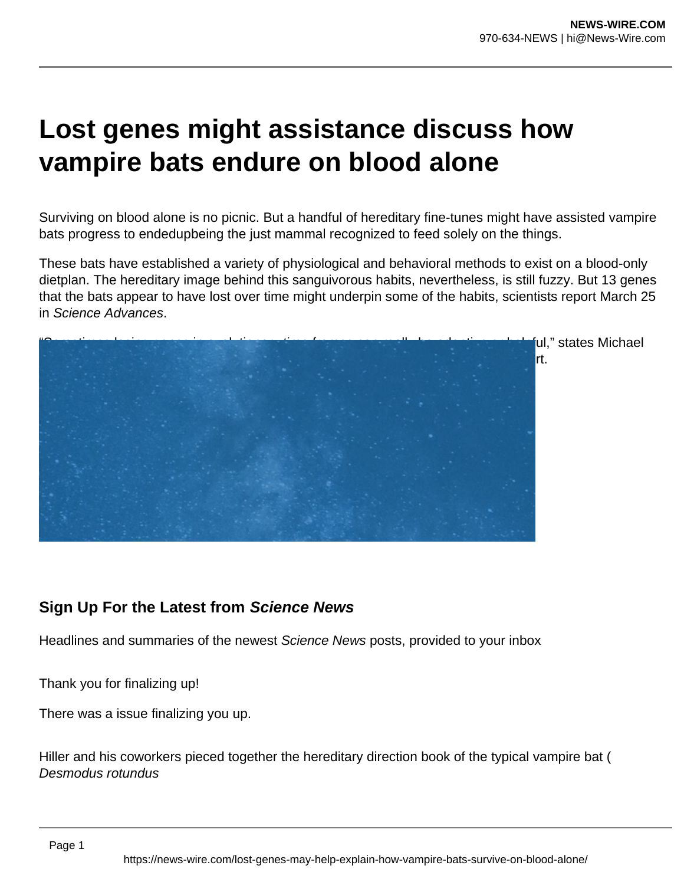# Lost genes might assistance discuss how vampire bats endure on blood alone

Surviving on blood alone is no picnic. But a handful of hereditary fine-tunes might have assisted vampire bats progress to endedupbeing the just mammal recognized to feed solely on the things.

These bats have established a variety of physiological and behavioral methods to exist on a blood-only dietplan. The hereditary image behind this sanguivorous habits, nevertheless, is still fuzzy. But 13 genes that the bats appear to have lost over time might underpin some of the habits, scientists report March 25 in *Science Advances*.

“Sometimes losing genes in evolution ... ful,” states Michael ... rt.

## Sign Up For the Latest from *Science News*

Headlines and summaries of the newest *Science News* posts, provided to your inbox

Thank you for finalizing up!

There was a issue finalizing you up.

Hiller and his coworkers pieced together the hereditary direction book of the typical vampire bat ( *Desmodus rotundus*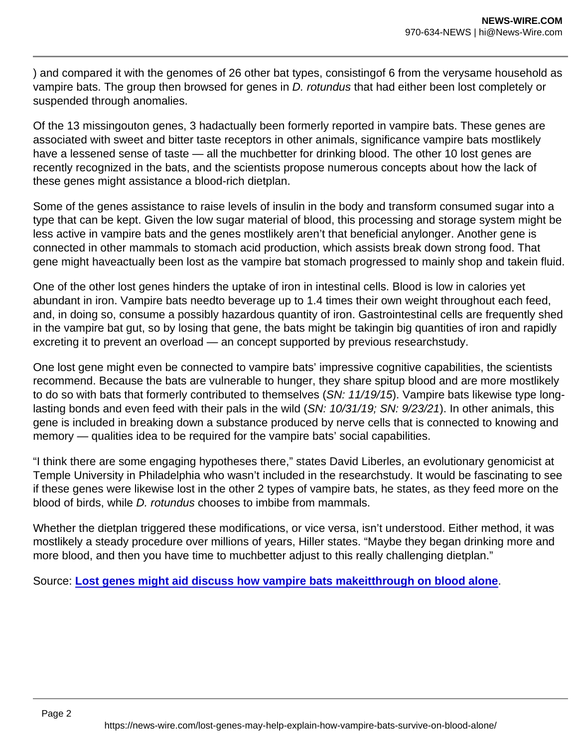) and compared it with the genomes of 26 other bat types, consistingof 6 from the verysame household as vampire bats. The group then browsed for genes in *D. rotundus* that had either been lost completely or suspended through anomalies.

Of the 13 missingouton genes, 3 hadactually been formerly reported in vampire bats. These genes are associated with sweet and bitter taste receptors in other animals, significance vampire bats mostlikely have a lessened sense of taste — all the muchbetter for drinking blood. The other 10 lost genes are recently recognized in the bats, and the scientists propose numerous concepts about how the lack of these genes might assistance a blood-rich dietplan.

Some of the genes assistance to raise levels of insulin in the body and transform consumed sugar into a type that can be kept. Given the low sugar material of blood, this processing and storage system might be less active in vampire bats and the genes mostlikely aren't that beneficial anylonger. Another gene is connected in other mammals to stomach acid production, which assists break down strong food. That gene might haveactually been lost as the vampire bat stomach progressed to mainly shop and takein fluid.

One of the other lost genes hinders the uptake of iron in intestinal cells. Blood is low in calories yet abundant in iron. Vampire bats needto beverage up to 1.4 times their own weight throughout each feed, and, in doing so, consume a possibly hazardous quantity of iron. Gastrointestinal cells are frequently shed in the vampire bat gut, so by losing that gene, the bats might be takingin big quantities of iron and rapidly excreting it to prevent an overload — an concept supported by previous researchstudy.

One lost gene might even be connected to vampire bats' impressive cognitive capabilities, the scientists recommend. Because the bats are vulnerable to hunger, they share spitup blood and are more mostlikely to do so with bats that formerly contributed to themselves (*SN: 11/19/15*). Vampire bats likewise type long-lasting bonds and even feed with their pals in the wild (*SN: 10/31/19; SN: 9/23/21*). In other animals, this gene is included in breaking down a substance produced by nerve cells that is connected to knowing and memory — qualities idea to be required for the vampire bats' social capabilities.

"I think there are some engaging hypotheses there," states David Liberles, an evolutionary genomicist at Temple University in Philadelphia who wasn't included in the researchstudy. It would be fascinating to see if these genes were likewise lost in the other 2 types of vampire bats, he states, as they feed more on the blood of birds, while *D. rotundus* chooses to imbibe from mammals.

Whether the dietplan triggered these modifications, or vice versa, isn't understood. Either method, it was mostlikely a steady procedure over millions of years, Hiller states. "Maybe they began drinking more and more blood, and then you have time to muchbetter adjust to this really challenging dietplan."

Source: **Lost genes might aid discuss how vampire bats makeitthrough on blood alone**.